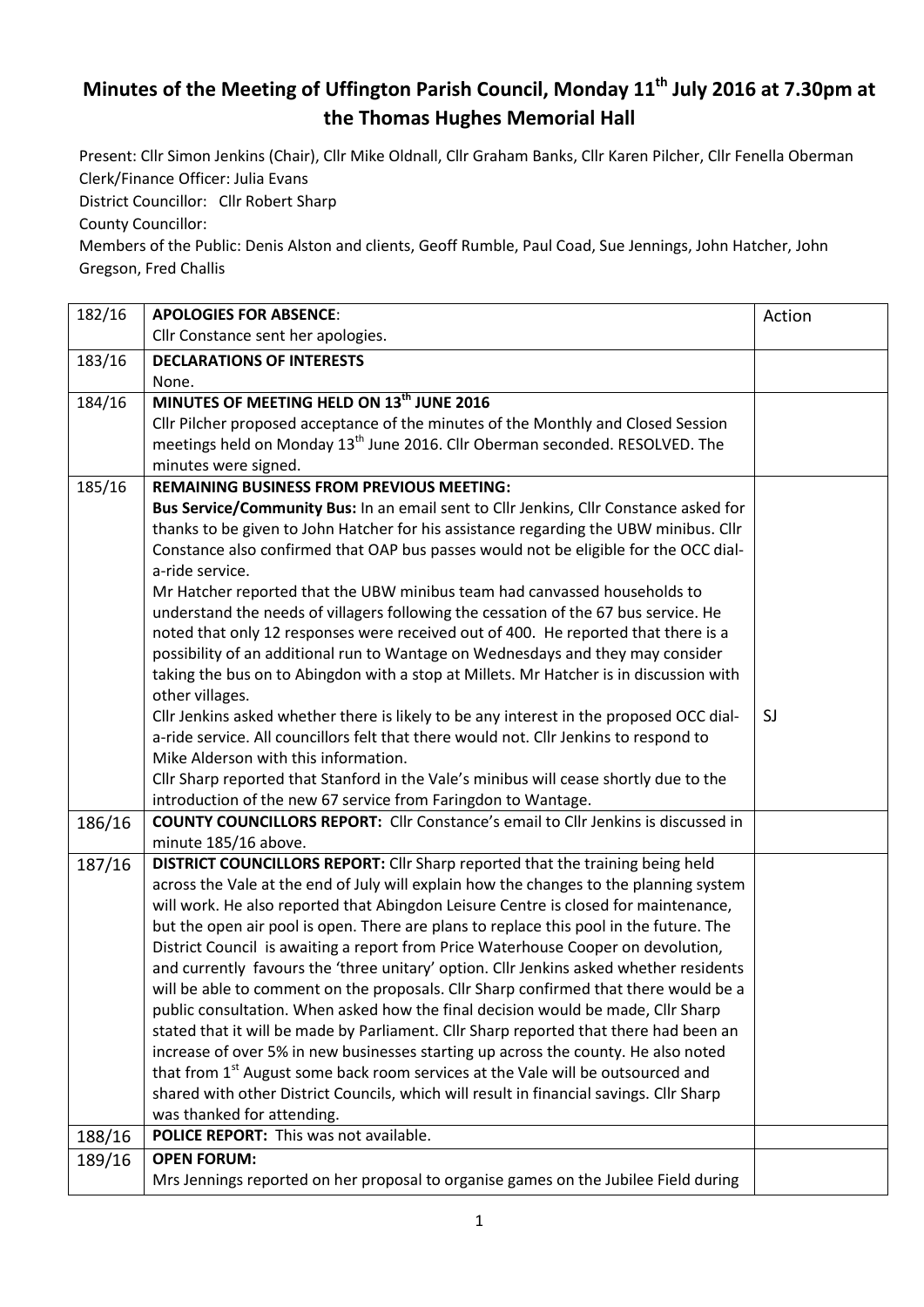# Minutes of the Meeting of Uffington Parish Council, Monday 11th July 2016 at 7.30pm at the Thomas Hughes Memorial Hall

Present: Cllr Simon Jenkins (Chair), Cllr Mike Oldnall, Cllr Graham Banks, Cllr Karen Pilcher, Cllr Fenella Oberman
Clerk/Finance Officer: Julia Evans
District Councillor: Cllr Robert Sharp
County Councillor:
Members of the Public: Denis Alston and clients, Geoff Rumble, Paul Coad, Sue Jennings, John Hatcher, John Gregson, Fred Challis

| | | |
|---|---|---|
| 182/16 | **APOLOGIES FOR ABSENCE**:<br>Cllr Constance sent her apologies. | Action |
| 183/16 | **DECLARATIONS OF INTERESTS**<br>None. | |
| 184/16 | **MINUTES OF MEETING HELD ON 13th JUNE 2016**<br>Cllr Pilcher proposed acceptance of the minutes of the Monthly and Closed Session meetings held on Monday 13th June 2016. Cllr Oberman seconded. RESOLVED. The minutes were signed. | |
| 185/16 | **REMAINING BUSINESS FROM PREVIOUS MEETING:**<br>**Bus Service/Community Bus:** In an email sent to Cllr Jenkins, Cllr Constance asked for thanks to be given to John Hatcher for his assistance regarding the UBW minibus. Cllr Constance also confirmed that OAP bus passes would not be eligible for the OCC dial-a-ride service.<br>Mr Hatcher reported that the UBW minibus team had canvassed households to understand the needs of villagers following the cessation of the 67 bus service. He noted that only 12 responses were received out of 400. He reported that there is a possibility of an additional run to Wantage on Wednesdays and they may consider taking the bus on to Abingdon with a stop at Millets. Mr Hatcher is in discussion with other villages.<br>Cllr Jenkins asked whether there is likely to be any interest in the proposed OCC dial-a-ride service. All councillors felt that there would not. Cllr Jenkins to respond to Mike Alderson with this information.<br>Cllr Sharp reported that Stanford in the Vale's minibus will cease shortly due to the introduction of the new 67 service from Faringdon to Wantage. | SJ |
| 186/16 | **COUNTY COUNCILLORS REPORT:** Cllr Constance's email to Cllr Jenkins is discussed in minute 185/16 above. | |
| 187/16 | **DISTRICT COUNCILLORS REPORT:** Cllr Sharp reported that the training being held across the Vale at the end of July will explain how the changes to the planning system will work. He also reported that Abingdon Leisure Centre is closed for maintenance, but the open air pool is open. There are plans to replace this pool in the future. The District Council is awaiting a report from Price Waterhouse Cooper on devolution, and currently favours the 'three unitary' option. Cllr Jenkins asked whether residents will be able to comment on the proposals. Cllr Sharp confirmed that there would be a public consultation. When asked how the final decision would be made, Cllr Sharp stated that it will be made by Parliament. Cllr Sharp reported that there had been an increase of over 5% in new businesses starting up across the county. He also noted that from 1st August some back room services at the Vale will be outsourced and shared with other District Councils, which will result in financial savings. Cllr Sharp was thanked for attending. | |
| 188/16 | **POLICE REPORT:** This was not available. | |
| 189/16 | **OPEN FORUM:**<br>Mrs Jennings reported on her proposal to organise games on the Jubilee Field during | |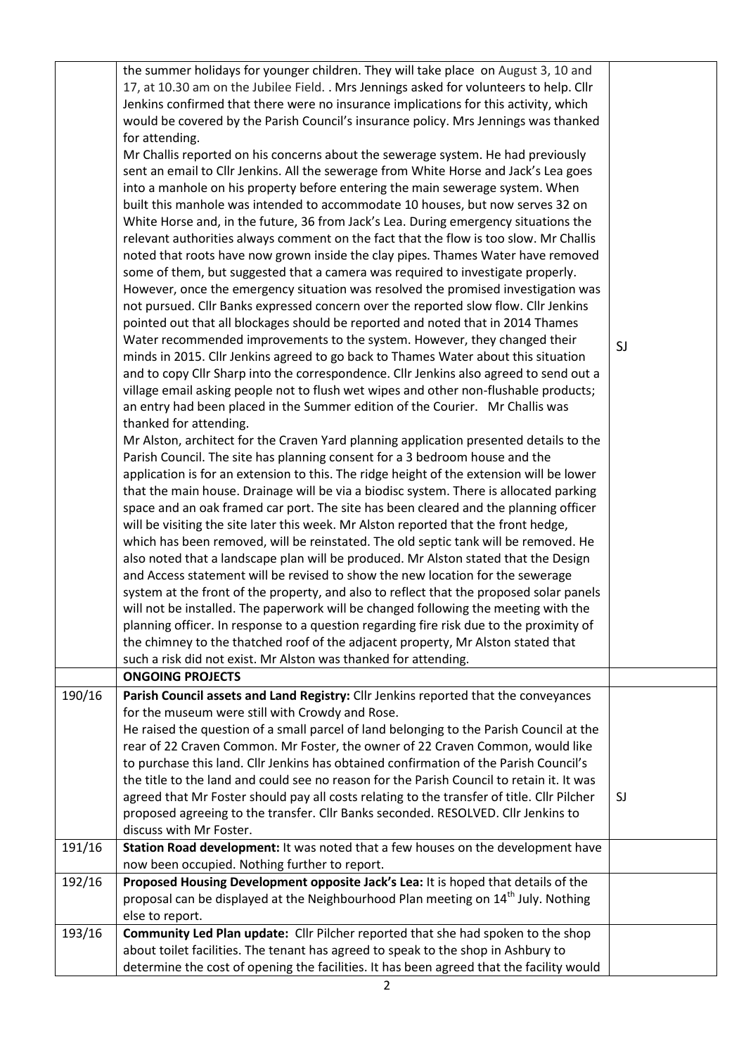| | | |
|---|---|---|
| | the summer holidays for younger children. They will take place on August 3, 10 and 17, at 10.30 am on the Jubilee Field. . Mrs Jennings asked for volunteers to help. Cllr Jenkins confirmed that there were no insurance implications for this activity, which would be covered by the Parish Council's insurance policy. Mrs Jennings was thanked for attending.<br>Mr Challis reported on his concerns about the sewerage system. He had previously sent an email to Cllr Jenkins. All the sewerage from White Horse and Jack's Lea goes into a manhole on his property before entering the main sewerage system. When built this manhole was intended to accommodate 10 houses, but now serves 32 on White Horse and, in the future, 36 from Jack's Lea. During emergency situations the relevant authorities always comment on the fact that the flow is too slow. Mr Challis noted that roots have now grown inside the clay pipes. Thames Water have removed some of them, but suggested that a camera was required to investigate properly. However, once the emergency situation was resolved the promised investigation was not pursued. Cllr Banks expressed concern over the reported slow flow. Cllr Jenkins pointed out that all blockages should be reported and noted that in 2014 Thames Water recommended improvements to the system. However, they changed their minds in 2015. Cllr Jenkins agreed to go back to Thames Water about this situation and to copy Cllr Sharp into the correspondence. Cllr Jenkins also agreed to send out a village email asking people not to flush wet wipes and other non-flushable products; an entry had been placed in the Summer edition of the Courier. Mr Challis was thanked for attending.<br>Mr Alston, architect for the Craven Yard planning application presented details to the Parish Council. The site has planning consent for a 3 bedroom house and the application is for an extension to this. The ridge height of the extension will be lower that the main house. Drainage will be via a biodisc system. There is allocated parking space and an oak framed car port. The site has been cleared and the planning officer will be visiting the site later this week. Mr Alston reported that the front hedge, which has been removed, will be reinstated. The old septic tank will be removed. He also noted that a landscape plan will be produced. Mr Alston stated that the Design and Access statement will be revised to show the new location for the sewerage system at the front of the property, and also to reflect that the proposed solar panels will not be installed. The paperwork will be changed following the meeting with the planning officer. In response to a question regarding fire risk due to the proximity of the chimney to the thatched roof of the adjacent property, Mr Alston stated that such a risk did not exist. Mr Alston was thanked for attending. | SJ |
| | **ONGOING PROJECTS** | |
| 190/16 | **Parish Council assets and Land Registry:** Cllr Jenkins reported that the conveyances for the museum were still with Crowdy and Rose.<br>He raised the question of a small parcel of land belonging to the Parish Council at the rear of 22 Craven Common. Mr Foster, the owner of 22 Craven Common, would like to purchase this land. Cllr Jenkins has obtained confirmation of the Parish Council's the title to the land and could see no reason for the Parish Council to retain it. It was agreed that Mr Foster should pay all costs relating to the transfer of title. Cllr Pilcher proposed agreeing to the transfer. Cllr Banks seconded. RESOLVED. Cllr Jenkins to discuss with Mr Foster. | SJ |
| 191/16 | **Station Road development:** It was noted that a few houses on the development have now been occupied. Nothing further to report. | |
| 192/16 | **Proposed Housing Development opposite Jack's Lea:** It is hoped that details of the proposal can be displayed at the Neighbourhood Plan meeting on 14th July. Nothing else to report. | |
| 193/16 | **Community Led Plan update:** Cllr Pilcher reported that she had spoken to the shop about toilet facilities. The tenant has agreed to speak to the shop in Ashbury to determine the cost of opening the facilities. It has been agreed that the facility would | |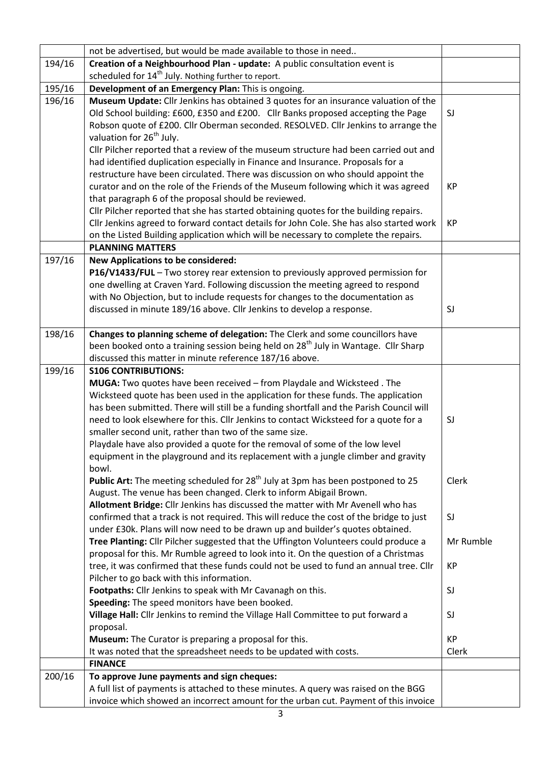| | | |
|---|---|---|
| | not be advertised, but would be made available to those in need.. | |
| 194/16 | **Creation of a Neighbourhood Plan - update:** A public consultation event is scheduled for 14th July. Nothing further to report. | |
| 195/16 | **Development of an Emergency Plan:** This is ongoing. | |
| 196/16 | **Museum Update:** Cllr Jenkins has obtained 3 quotes for an insurance valuation of the Old School building: £600, £350 and £200. Cllr Banks proposed accepting the Page Robson quote of £200. Cllr Oberman seconded. RESOLVED. Cllr Jenkins to arrange the valuation for 26th July.<br>Cllr Pilcher reported that a review of the museum structure had been carried out and had identified duplication especially in Finance and Insurance. Proposals for a restructure have been circulated. There was discussion on who should appoint the curator and on the role of the Friends of the Museum following which it was agreed that paragraph 6 of the proposal should be reviewed.<br>Cllr Pilcher reported that she has started obtaining quotes for the building repairs. Cllr Jenkins agreed to forward contact details for John Cole. She has also started work on the Listed Building application which will be necessary to complete the repairs. | SJ<br><br>KP<br><br>KP |
| | **PLANNING MATTERS** | |
| 197/16 | **New Applications to be considered:**<br>**P16/V1433/FUL** – Two storey rear extension to previously approved permission for one dwelling at Craven Yard. Following discussion the meeting agreed to respond with No Objection, but to include requests for changes to the documentation as discussed in minute 189/16 above. Cllr Jenkins to develop a response. | SJ |
| 198/16 | **Changes to planning scheme of delegation:** The Clerk and some councillors have been booked onto a training session being held on 28th July in Wantage. Cllr Sharp discussed this matter in minute reference 187/16 above. | |
| 199/16 | **S106 CONTRIBUTIONS:**<br>**MUGA:** Two quotes have been received – from Playdale and Wicksteed . The Wicksteed quote has been used in the application for these funds. The application has been submitted. There will still be a funding shortfall and the Parish Council will need to look elsewhere for this. Cllr Jenkins to contact Wicksteed for a quote for a smaller second unit, rather than two of the same size.<br>Playdale have also provided a quote for the removal of some of the low level equipment in the playground and its replacement with a jungle climber and gravity bowl.<br>**Public Art:** The meeting scheduled for 28th July at 3pm has been postponed to 25 August. The venue has been changed. Clerk to inform Abigail Brown.<br>**Allotment Bridge:** Cllr Jenkins has discussed the matter with Mr Avenell who has confirmed that a track is not required. This will reduce the cost of the bridge to just under £30k. Plans will now need to be drawn up and builder's quotes obtained.<br>**Tree Planting:** Cllr Pilcher suggested that the Uffington Volunteers could produce a proposal for this. Mr Rumble agreed to look into it. On the question of a Christmas tree, it was confirmed that these funds could not be used to fund an annual tree. Cllr Pilcher to go back with this information.<br>**Footpaths:** Cllr Jenkins to speak with Mr Cavanagh on this.<br>**Speeding:** The speed monitors have been booked.<br>**Village Hall:** Cllr Jenkins to remind the Village Hall Committee to put forward a proposal.<br>**Museum:** The Curator is preparing a proposal for this.<br>It was noted that the spreadsheet needs to be updated with costs. | SJ<br><br>Clerk<br><br>SJ<br><br>Mr Rumble<br><br>KP<br><br>SJ<br><br>SJ<br><br>KP<br>Clerk |
| | **FINANCE** | |
| 200/16 | **To approve June payments and sign cheques:**<br>A full list of payments is attached to these minutes. A query was raised on the BGG invoice which showed an incorrect amount for the urban cut. Payment of this invoice | |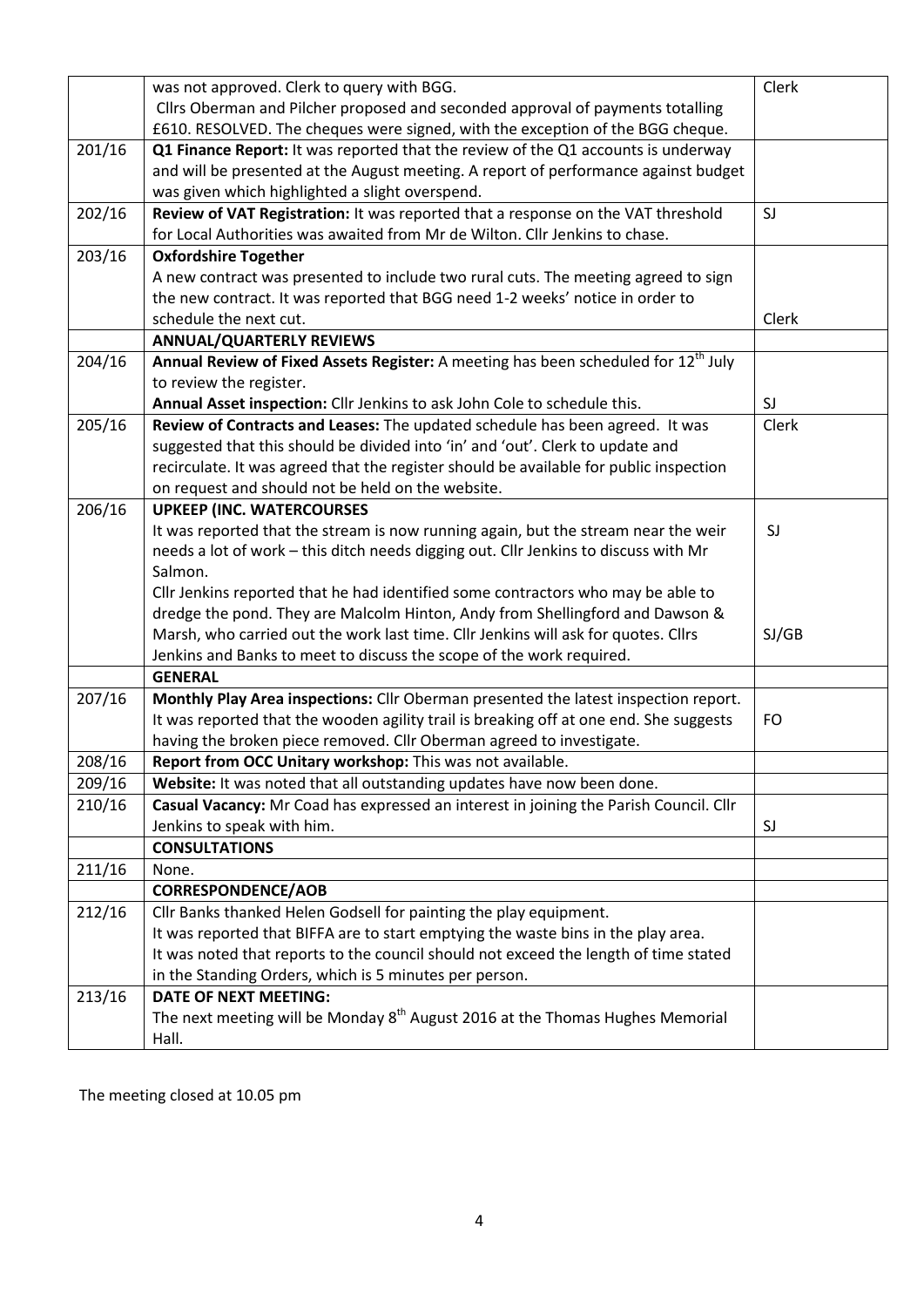| | | |
|---|---|---|
| | was not approved. Clerk to query with BGG. Cllrs Oberman and Pilcher proposed and seconded approval of payments totalling £610. RESOLVED. The cheques were signed, with the exception of the BGG cheque. | Clerk |
| 201/16 | **Q1 Finance Report:** It was reported that the review of the Q1 accounts is underway and will be presented at the August meeting. A report of performance against budget was given which highlighted a slight overspend. | |
| 202/16 | **Review of VAT Registration:** It was reported that a response on the VAT threshold for Local Authorities was awaited from Mr de Wilton. Cllr Jenkins to chase. | SJ |
| 203/16 | **Oxfordshire Together** A new contract was presented to include two rural cuts. The meeting agreed to sign the new contract. It was reported that BGG need 1-2 weeks' notice in order to schedule the next cut. | Clerk |
| | **ANNUAL/QUARTERLY REVIEWS** | |
| 204/16 | **Annual Review of Fixed Assets Register:** A meeting has been scheduled for 12th July to review the register. **Annual Asset inspection:** Cllr Jenkins to ask John Cole to schedule this. | SJ |
| 205/16 | **Review of Contracts and Leases:** The updated schedule has been agreed. It was suggested that this should be divided into 'in' and 'out'. Clerk to update and recirculate. It was agreed that the register should be available for public inspection on request and should not be held on the website. | Clerk |
| 206/16 | **UPKEEP (INC. WATERCOURSES** It was reported that the stream is now running again, but the stream near the weir needs a lot of work – this ditch needs digging out. Cllr Jenkins to discuss with Mr Salmon. Cllr Jenkins reported that he had identified some contractors who may be able to dredge the pond. They are Malcolm Hinton, Andy from Shellingford and Dawson & Marsh, who carried out the work last time. Cllr Jenkins will ask for quotes. Cllrs Jenkins and Banks to meet to discuss the scope of the work required. | SJ SJ/GB |
| | **GENERAL** | |
| 207/16 | **Monthly Play Area inspections:** Cllr Oberman presented the latest inspection report. It was reported that the wooden agility trail is breaking off at one end. She suggests having the broken piece removed. Cllr Oberman agreed to investigate. | FO |
| 208/16 | **Report from OCC Unitary workshop:** This was not available. | |
| 209/16 | **Website:** It was noted that all outstanding updates have now been done. | |
| 210/16 | **Casual Vacancy:** Mr Coad has expressed an interest in joining the Parish Council. Cllr Jenkins to speak with him. | SJ |
| | **CONSULTATIONS** | |
| 211/16 | None. | |
| | **CORRESPONDENCE/AOB** | |
| 212/16 | Cllr Banks thanked Helen Godsell for painting the play equipment. It was reported that BIFFA are to start emptying the waste bins in the play area. It was noted that reports to the council should not exceed the length of time stated in the Standing Orders, which is 5 minutes per person. | |
| 213/16 | **DATE OF NEXT MEETING:** The next meeting will be Monday 8th August 2016 at the Thomas Hughes Memorial Hall. | |

The meeting closed at 10.05 pm